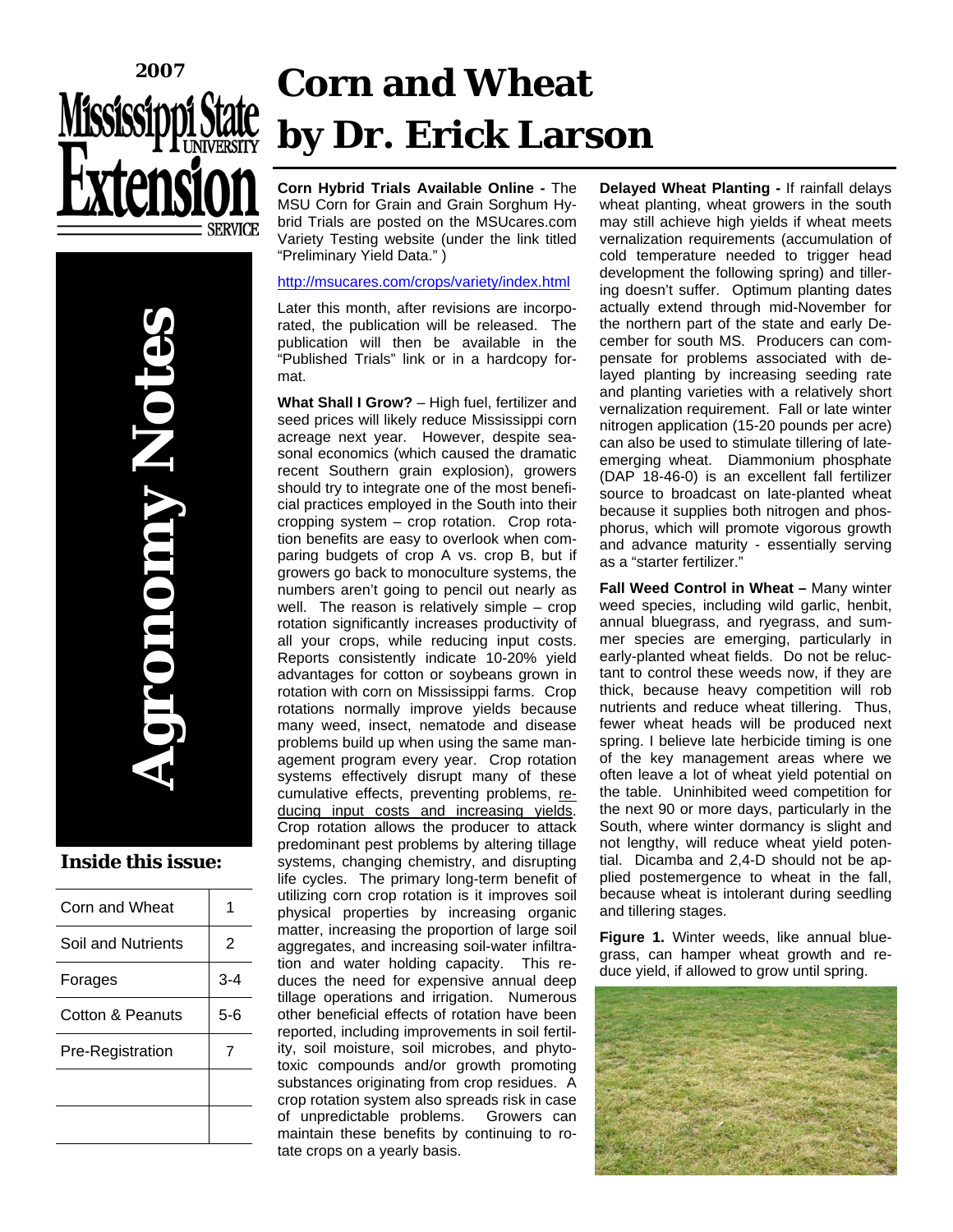2007 Mississippi State University Extension Service

# Agronomy Notes

# Corn and Wheat by Dr. Erick Larson

**Inside this issue:**

| Corn and Wheat | 1 |
|---|---|
| Soil and Nutrients | 2 |
| Forages | 3-4 |
| Cotton & Peanuts | 5-6 |
| Pre-Registration | 7 |
| | |
| | |

**Corn Hybrid Trials Available Online -** The MSU Corn for Grain and Grain Sorghum Hybrid Trials are posted on the MSUcares.com Variety Testing website (under the link titled "Preliminary Yield Data.")

http://msucares.com/crops/variety/index.html

Later this month, after revisions are incorporated, the publication will be released. The publication will then be available in the "Published Trials" link or in a hardcopy format.

**What Shall I Grow?** – High fuel, fertilizer and seed prices will likely reduce Mississippi corn acreage next year. However, despite seasonal economics (which caused the dramatic recent Southern grain explosion), growers should try to integrate one of the most beneficial practices employed in the South into their cropping system – crop rotation. Crop rotation benefits are easy to overlook when comparing budgets of crop A vs. crop B, but if growers go back to monoculture systems, the numbers aren't going to pencil out nearly as well. The reason is relatively simple – crop rotation significantly increases productivity of all your crops, while reducing input costs. Reports consistently indicate 10-20% yield advantages for cotton or soybeans grown in rotation with corn on Mississippi farms. Crop rotations normally improve yields because many weed, insect, nematode and disease problems build up when using the same management program every year. Crop rotation systems effectively disrupt many of these cumulative effects, preventing problems, reducing input costs and increasing yields. Crop rotation allows the producer to attack predominant pest problems by altering tillage systems, changing chemistry, and disrupting life cycles. The primary long-term benefit of utilizing corn crop rotation is it improves soil physical properties by increasing organic matter, increasing the proportion of large soil aggregates, and increasing soil-water infiltration and water holding capacity. This reduces the need for expensive annual deep tillage operations and irrigation. Numerous other beneficial effects of rotation have been reported, including improvements in soil fertility, soil moisture, soil microbes, and phytotoxic compounds and/or growth promoting substances originating from crop residues. A crop rotation system also spreads risk in case of unpredictable problems. Growers can maintain these benefits by continuing to rotate crops on a yearly basis.

**Delayed Wheat Planting -** If rainfall delays wheat planting, wheat growers in the south may still achieve high yields if wheat meets vernalization requirements (accumulation of cold temperature needed to trigger head development the following spring) and tillering doesn't suffer. Optimum planting dates actually extend through mid-November for the northern part of the state and early December for south MS. Producers can compensate for problems associated with delayed planting by increasing seeding rate and planting varieties with a relatively short vernalization requirement. Fall or late winter nitrogen application (15-20 pounds per acre) can also be used to stimulate tillering of late-emerging wheat. Diammonium phosphate (DAP 18-46-0) is an excellent fall fertilizer source to broadcast on late-planted wheat because it supplies both nitrogen and phosphorus, which will promote vigorous growth and advance maturity - essentially serving as a "starter fertilizer."

**Fall Weed Control in Wheat –** Many winter weed species, including wild garlic, henbit, annual bluegrass, and ryegrass, and summer species are emerging, particularly in early-planted wheat fields. Do not be reluctant to control these weeds now, if they are thick, because heavy competition will rob nutrients and reduce wheat tillering. Thus, fewer wheat heads will be produced next spring. I believe late herbicide timing is one of the key management areas where we often leave a lot of wheat yield potential on the table. Uninhibited weed competition for the next 90 or more days, particularly in the South, where winter dormancy is slight and not lengthy, will reduce wheat yield potential. Dicamba and 2,4-D should not be applied postemergence to wheat in the fall, because wheat is intolerant during seedling and tillering stages.

**Figure 1.** Winter weeds, like annual bluegrass, can hamper wheat growth and reduce yield, if allowed to grow until spring.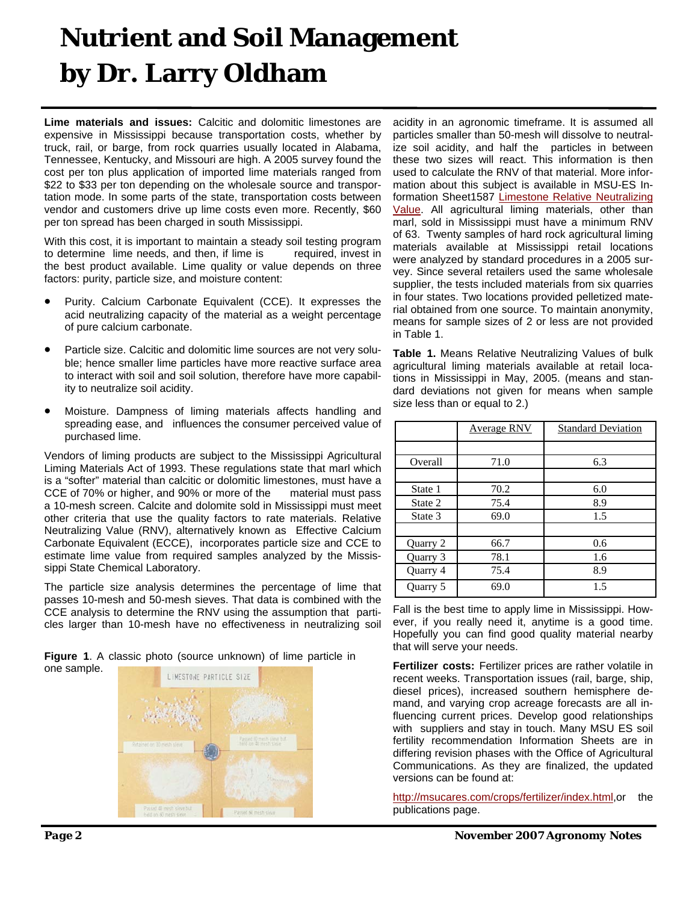# Nutrient and Soil Management by Dr. Larry Oldham

**Lime materials and issues:** Calcitic and dolomitic limestones are expensive in Mississippi because transportation costs, whether by truck, rail, or barge, from rock quarries usually located in Alabama, Tennessee, Kentucky, and Missouri are high. A 2005 survey found the cost per ton plus application of imported lime materials ranged from $22 to $33 per ton depending on the wholesale source and transportation mode. In some parts of the state, transportation costs between vendor and customers drive up lime costs even more. Recently, $60 per ton spread has been charged in south Mississippi.

With this cost, it is important to maintain a steady soil testing program to determine lime needs, and then, if lime is required, invest in the best product available. Lime quality or value depends on three factors: purity, particle size, and moisture content:

- Purity. Calcium Carbonate Equivalent (CCE). It expresses the acid neutralizing capacity of the material as a weight percentage of pure calcium carbonate.
- Particle size. Calcitic and dolomitic lime sources are not very soluble; hence smaller lime particles have more reactive surface area to interact with soil and soil solution, therefore have more capability to neutralize soil acidity.
- Moisture. Dampness of liming materials affects handling and spreading ease, and influences the consumer perceived value of purchased lime.

Vendors of liming products are subject to the Mississippi Agricultural Liming Materials Act of 1993. These regulations state that marl which is a "softer" material than calcitic or dolomitic limestones, must have a CCE of 70% or higher, and 90% or more of the material must pass a 10-mesh screen. Calcite and dolomite sold in Mississippi must meet other criteria that use the quality factors to rate materials. Relative Neutralizing Value (RNV), alternatively known as Effective Calcium Carbonate Equivalent (ECCE), incorporates particle size and CCE to estimate lime value from required samples analyzed by the Mississippi State Chemical Laboratory.

The particle size analysis determines the percentage of lime that passes 10-mesh and 50-mesh sieves. That data is combined with the CCE analysis to determine the RNV using the assumption that particles larger than 10-mesh have no effectiveness in neutralizing soil acidity in an agronomic timeframe. It is assumed all particles smaller than 50-mesh will dissolve to neutralize soil acidity, and half the particles in between these two sizes will react. This information is then used to calculate the RNV of that material. More information about this subject is available in MSU-ES Information Sheet1587 Limestone Relative Neutralizing Value. All agricultural liming materials, other than marl, sold in Mississippi must have a minimum RNV of 63. Twenty samples of hard rock agricultural liming materials available at Mississippi retail locations were analyzed by standard procedures in a 2005 survey. Since several retailers used the same wholesale supplier, the tests included materials from six quarries in four states. Two locations provided pelletized material obtained from one source. To maintain anonymity, means for sample sizes of 2 or less are not provided in Table 1.

**Figure 1**. A classic photo (source unknown) of lime particle in one sample.

**Table 1.** Means Relative Neutralizing Values of bulk agricultural liming materials available at retail locations in Mississippi in May, 2005. (means and standard deviations not given for means when sample size less than or equal to 2.)

| | Average RNV | Standard Deviation |
|---|---|---|
| Overall | 71.0 | 6.3 |
| State 1 | 70.2 | 6.0 |
| State 2 | 75.4 | 8.9 |
| State 3 | 69.0 | 1.5 |
| Quarry 2 | 66.7 | 0.6 |
| Quarry 3 | 78.1 | 1.6 |
| Quarry 4 | 75.4 | 8.9 |
| Quarry 5 | 69.0 | 1.5 |

Fall is the best time to apply lime in Mississippi. However, if you really need it, anytime is a good time. Hopefully you can find good quality material nearby that will serve your needs.

**Fertilizer costs:** Fertilizer prices are rather volatile in recent weeks. Transportation issues (rail, barge, ship, diesel prices), increased southern hemisphere demand, and varying crop acreage forecasts are all influencing current prices. Develop good relationships with suppliers and stay in touch. Many MSU ES soil fertility recommendation Information Sheets are in differing revision phases with the Office of Agricultural Communications. As they are finalized, the updated versions can be found at:

http://msucares.com/crops/fertilizer/index.html, or the publications page.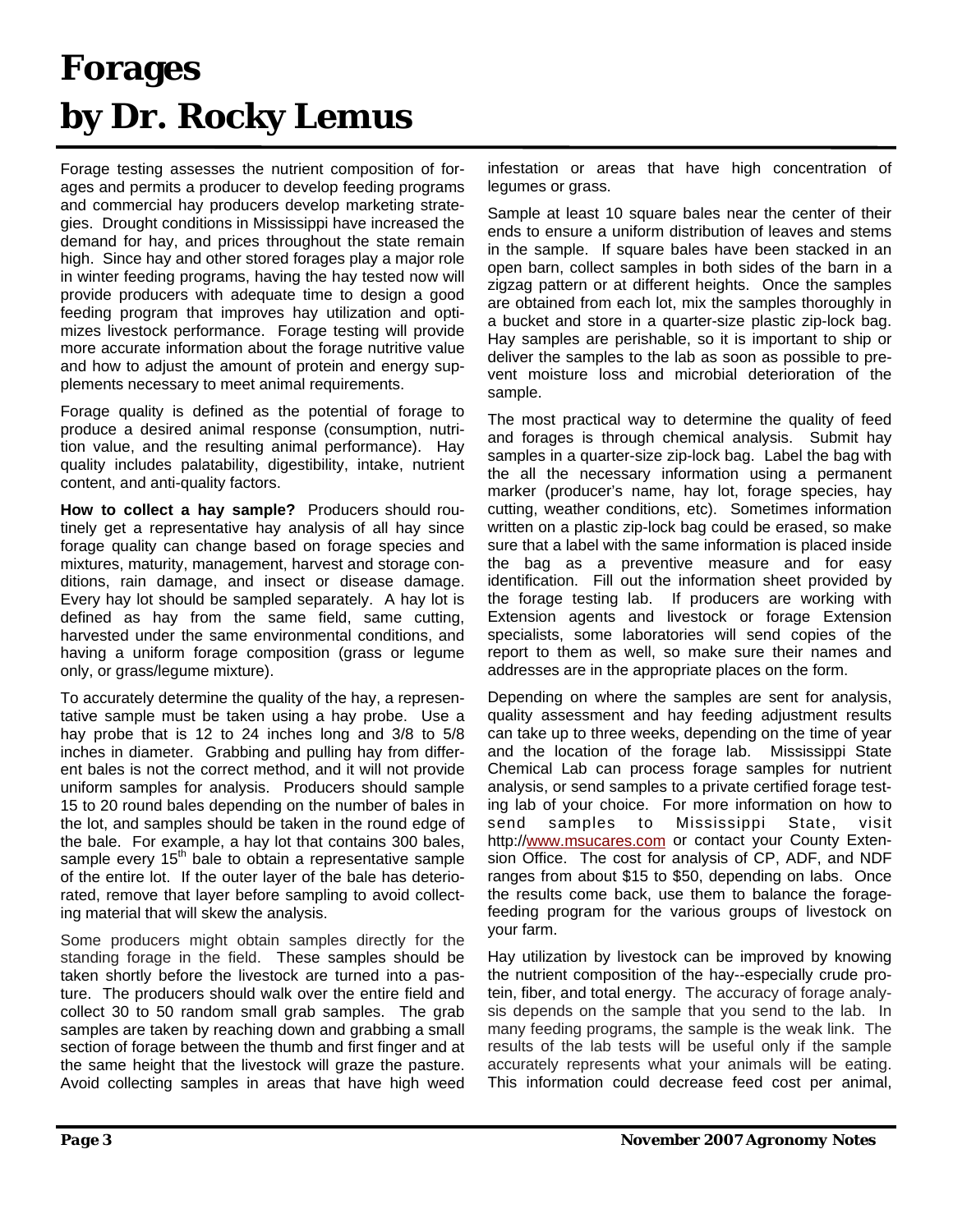# Forages by Dr. Rocky Lemus

Forage testing assesses the nutrient composition of forages and permits a producer to develop feeding programs and commercial hay producers develop marketing strategies. Drought conditions in Mississippi have increased the demand for hay, and prices throughout the state remain high. Since hay and other stored forages play a major role in winter feeding programs, having the hay tested now will provide producers with adequate time to design a good feeding program that improves hay utilization and optimizes livestock performance. Forage testing will provide more accurate information about the forage nutritive value and how to adjust the amount of protein and energy supplements necessary to meet animal requirements.

Forage quality is defined as the potential of forage to produce a desired animal response (consumption, nutrition value, and the resulting animal performance). Hay quality includes palatability, digestibility, intake, nutrient content, and anti-quality factors.

**How to collect a hay sample?** Producers should routinely get a representative hay analysis of all hay since forage quality can change based on forage species and mixtures, maturity, management, harvest and storage conditions, rain damage, and insect or disease damage. Every hay lot should be sampled separately. A hay lot is defined as hay from the same field, same cutting, harvested under the same environmental conditions, and having a uniform forage composition (grass or legume only, or grass/legume mixture).

To accurately determine the quality of the hay, a representative sample must be taken using a hay probe. Use a hay probe that is 12 to 24 inches long and 3/8 to 5/8 inches in diameter. Grabbing and pulling hay from different bales is not the correct method, and it will not provide uniform samples for analysis. Producers should sample 15 to 20 round bales depending on the number of bales in the lot, and samples should be taken in the round edge of the bale. For example, a hay lot that contains 300 bales, sample every 15th bale to obtain a representative sample of the entire lot. If the outer layer of the bale has deteriorated, remove that layer before sampling to avoid collecting material that will skew the analysis.

Some producers might obtain samples directly for the standing forage in the field. These samples should be taken shortly before the livestock are turned into a pasture. The producers should walk over the entire field and collect 30 to 50 random small grab samples. The grab samples are taken by reaching down and grabbing a small section of forage between the thumb and first finger and at the same height that the livestock will graze the pasture. Avoid collecting samples in areas that have high weed infestation or areas that have high concentration of legumes or grass.

Sample at least 10 square bales near the center of their ends to ensure a uniform distribution of leaves and stems in the sample. If square bales have been stacked in an open barn, collect samples in both sides of the barn in a zigzag pattern or at different heights. Once the samples are obtained from each lot, mix the samples thoroughly in a bucket and store in a quarter-size plastic zip-lock bag. Hay samples are perishable, so it is important to ship or deliver the samples to the lab as soon as possible to prevent moisture loss and microbial deterioration of the sample.

The most practical way to determine the quality of feed and forages is through chemical analysis. Submit hay samples in a quarter-size zip-lock bag. Label the bag with the all the necessary information using a permanent marker (producer's name, hay lot, forage species, hay cutting, weather conditions, etc). Sometimes information written on a plastic zip-lock bag could be erased, so make sure that a label with the same information is placed inside the bag as a preventive measure and for easy identification. Fill out the information sheet provided by the forage testing lab. If producers are working with Extension agents and livestock or forage Extension specialists, some laboratories will send copies of the report to them as well, so make sure their names and addresses are in the appropriate places on the form.

Depending on where the samples are sent for analysis, quality assessment and hay feeding adjustment results can take up to three weeks, depending on the time of year and the location of the forage lab. Mississippi State Chemical Lab can process forage samples for nutrient analysis, or send samples to a private certified forage testing lab of your choice. For more information on how to send samples to Mississippi State, visit http://www.msucares.com or contact your County Extension Office. The cost for analysis of CP, ADF, and NDF ranges from about $15 to $50, depending on labs. Once the results come back, use them to balance the forage-feeding program for the various groups of livestock on your farm.

Hay utilization by livestock can be improved by knowing the nutrient composition of the hay--especially crude protein, fiber, and total energy. The accuracy of forage analysis depends on the sample that you send to the lab. In many feeding programs, the sample is the weak link. The results of the lab tests will be useful only if the sample accurately represents what your animals will be eating. This information could decrease feed cost per animal,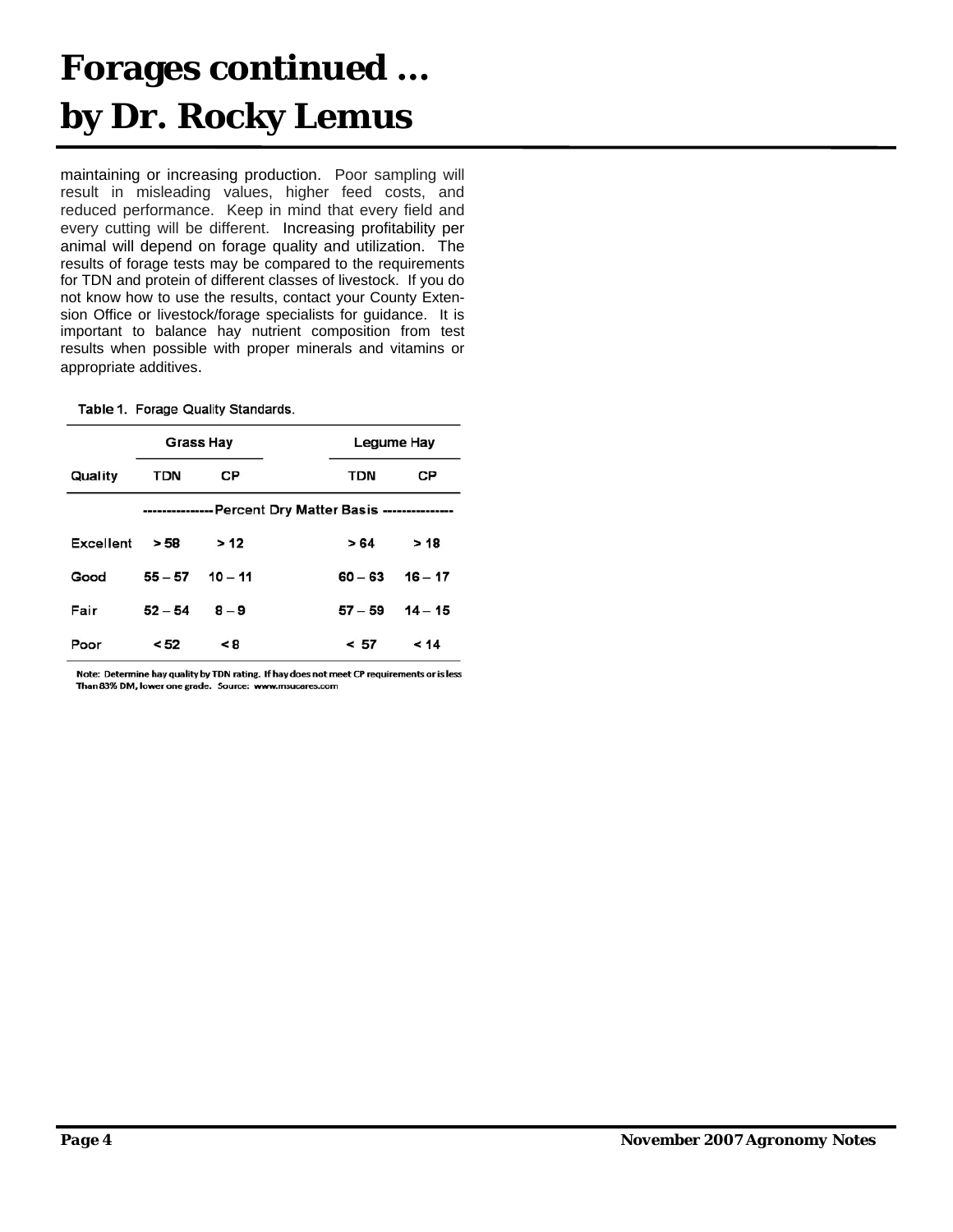# Forages continued …
# by Dr. Rocky Lemus

maintaining or increasing production. Poor sampling will result in misleading values, higher feed costs, and reduced performance. Keep in mind that every field and every cutting will be different. Increasing profitability per animal will depend on forage quality and utilization. The results of forage tests may be compared to the requirements for TDN and protein of different classes of livestock. If you do not know how to use the results, contact your County Extension Office or livestock/forage specialists for guidance. It is important to balance hay nutrient composition from test results when possible with proper minerals and vitamins or appropriate additives.

**Table 1.** Forage Quality Standards.

| | Grass Hay | | Legume Hay | |
|---|---|---|---|---|
| Quality | TDN | CP | TDN | CP |
| | ---------------Percent Dry Matter Basis--------------- | | | |
| Excellent | > 58 | > 12 | > 64 | > 18 |
| Good | 55 – 57 | 10 – 11 | 60 – 63 | 16 – 17 |
| Fair | 52 – 54 | 8 – 9 | 57 – 59 | 14 – 15 |
| Poor | < 52 | < 8 | < 57 | < 14 |

Note: Determine hay quality by TDN rating. If hay does not meet CP requirements or is less Than 83% DM, lower one grade. Source: www.msucares.com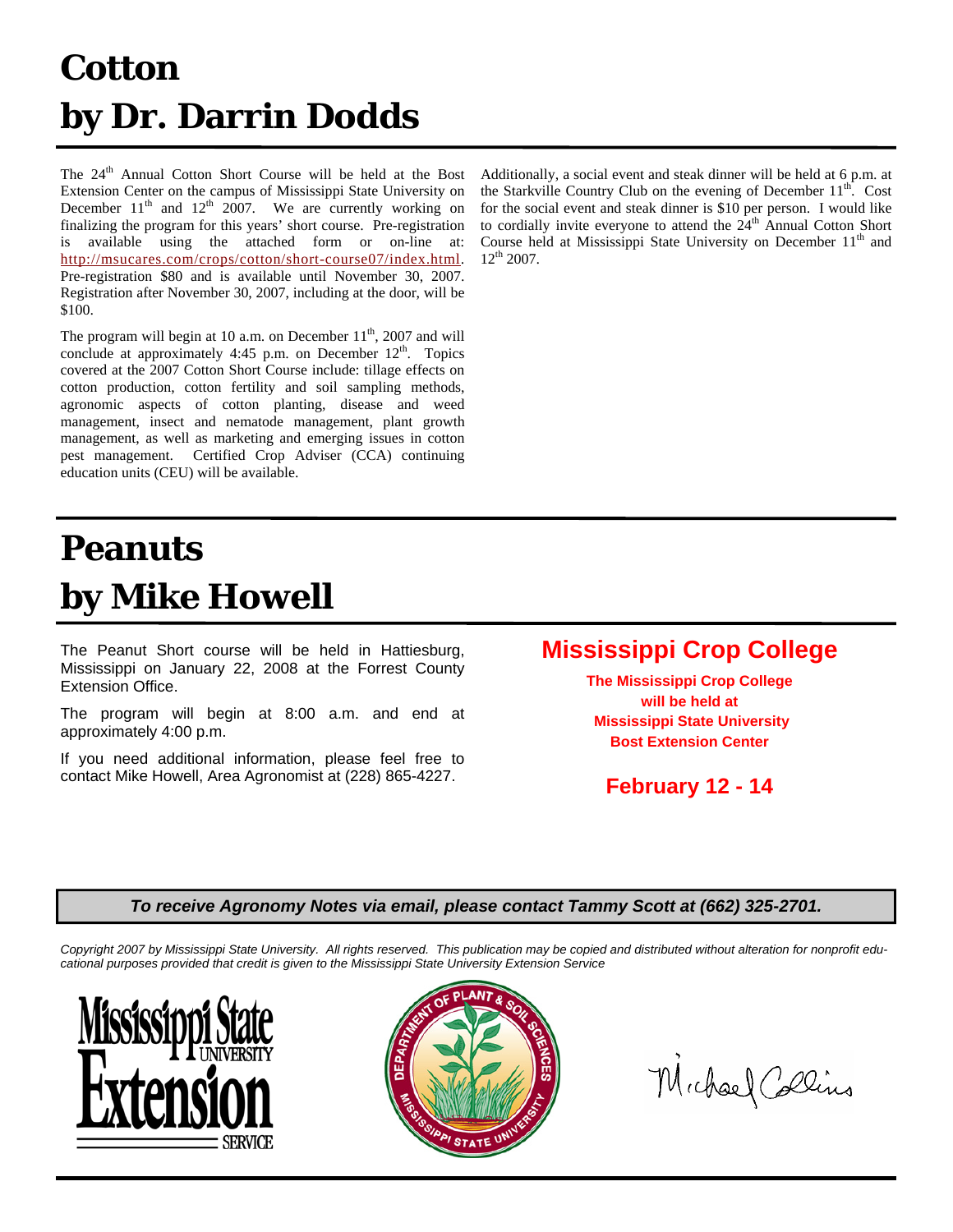# Cotton
# by Dr. Darrin Dodds

The 24th Annual Cotton Short Course will be held at the Bost Extension Center on the campus of Mississippi State University on December 11th and 12th 2007. We are currently working on finalizing the program for this years' short course. Pre-registration is available using the attached form or on-line at: http://msucares.com/crops/cotton/short-course07/index.html. Pre-registration $80 and is available until November 30, 2007. Registration after November 30, 2007, including at the door, will be $100.

The program will begin at 10 a.m. on December 11th, 2007 and will conclude at approximately 4:45 p.m. on December 12th. Topics covered at the 2007 Cotton Short Course include: tillage effects on cotton production, cotton fertility and soil sampling methods, agronomic aspects of cotton planting, disease and weed management, insect and nematode management, plant growth management, as well as marketing and emerging issues in cotton pest management. Certified Crop Adviser (CCA) continuing education units (CEU) will be available.

Additionally, a social event and steak dinner will be held at 6 p.m. at the Starkville Country Club on the evening of December 11th. Cost for the social event and steak dinner is $10 per person. I would like to cordially invite everyone to attend the 24th Annual Cotton Short Course held at Mississippi State University on December 11th and 12th 2007.

# Peanuts
# by Mike Howell

The Peanut Short course will be held in Hattiesburg, Mississippi on January 22, 2008 at the Forrest County Extension Office.

The program will begin at 8:00 a.m. and end at approximately 4:00 p.m.

If you need additional information, please feel free to contact Mike Howell, Area Agronomist at (228) 865-4227.

## Mississippi Crop College

**The Mississippi Crop College will be held at Mississippi State University Bost Extension Center**

**February 12 - 14**

***To receive Agronomy Notes via email, please contact Tammy Scott at (662) 325-2701.***

*Copyright 2007 by Mississippi State University. All rights reserved. This publication may be copied and distributed without alteration for nonprofit educational purposes provided that credit is given to the Mississippi State University Extension Service*

Michael Collins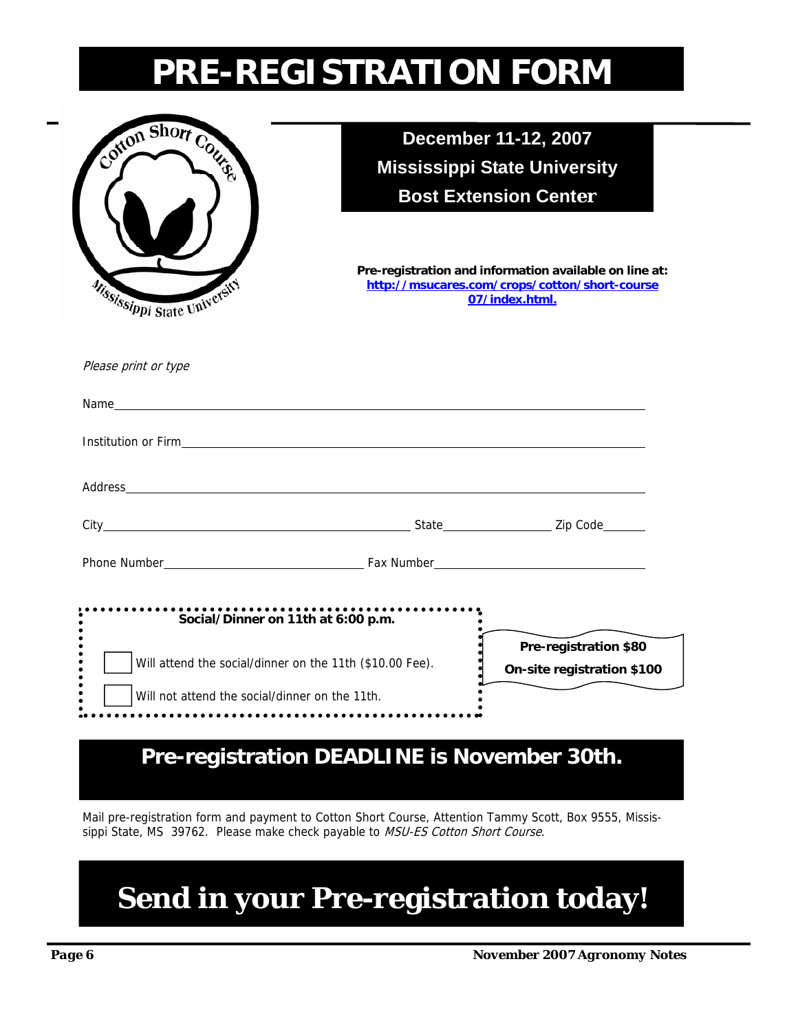# PRE-REGISTRATION FORM

Cotton Short Course
Mississippi State University

**December 11-12, 2007**
**Mississippi State University**
**Bost Extension Center**

**Pre-registration and information available on line at:**
**http://msucares.com/crops/cotton/short-course07/index.html.**

*Please print or type*

Name\_\_\_\_\_\_\_\_\_\_\_\_\_\_\_\_\_\_\_\_\_\_\_\_\_\_\_\_\_\_\_\_\_\_\_\_\_\_\_\_

Institution or Firm\_\_\_\_\_\_\_\_\_\_\_\_\_\_\_\_\_\_\_\_\_\_\_\_\_\_\_\_\_\_\_\_\_\_

Address\_\_\_\_\_\_\_\_\_\_\_\_\_\_\_\_\_\_\_\_\_\_\_\_\_\_\_\_\_\_\_\_\_\_\_\_\_\_\_\_

City\_\_\_\_\_\_\_\_\_\_\_\_\_\_\_\_\_\_\_\_ State\_\_\_\_\_\_\_\_\_\_ Zip Code\_\_\_\_\_\_

Phone Number\_\_\_\_\_\_\_\_\_\_\_\_\_\_\_\_\_\_ Fax Number\_\_\_\_\_\_\_\_\_\_\_\_\_\_\_\_\_\_

**Social/Dinner on 11th at 6:00 p.m.**

- [ ] Will attend the social/dinner on the 11th ($10.00 Fee).
- [ ] Will not attend the social/dinner on the 11th.

**Pre-registration $80**
**On-site registration $100**

## Pre-registration DEADLINE is November 30th.

Mail pre-registration form and payment to Cotton Short Course, Attention Tammy Scott, Box 9555, Mississippi State, MS 39762. Please make check payable to *MSU-ES Cotton Short Course*.

# Send in your Pre-registration today!